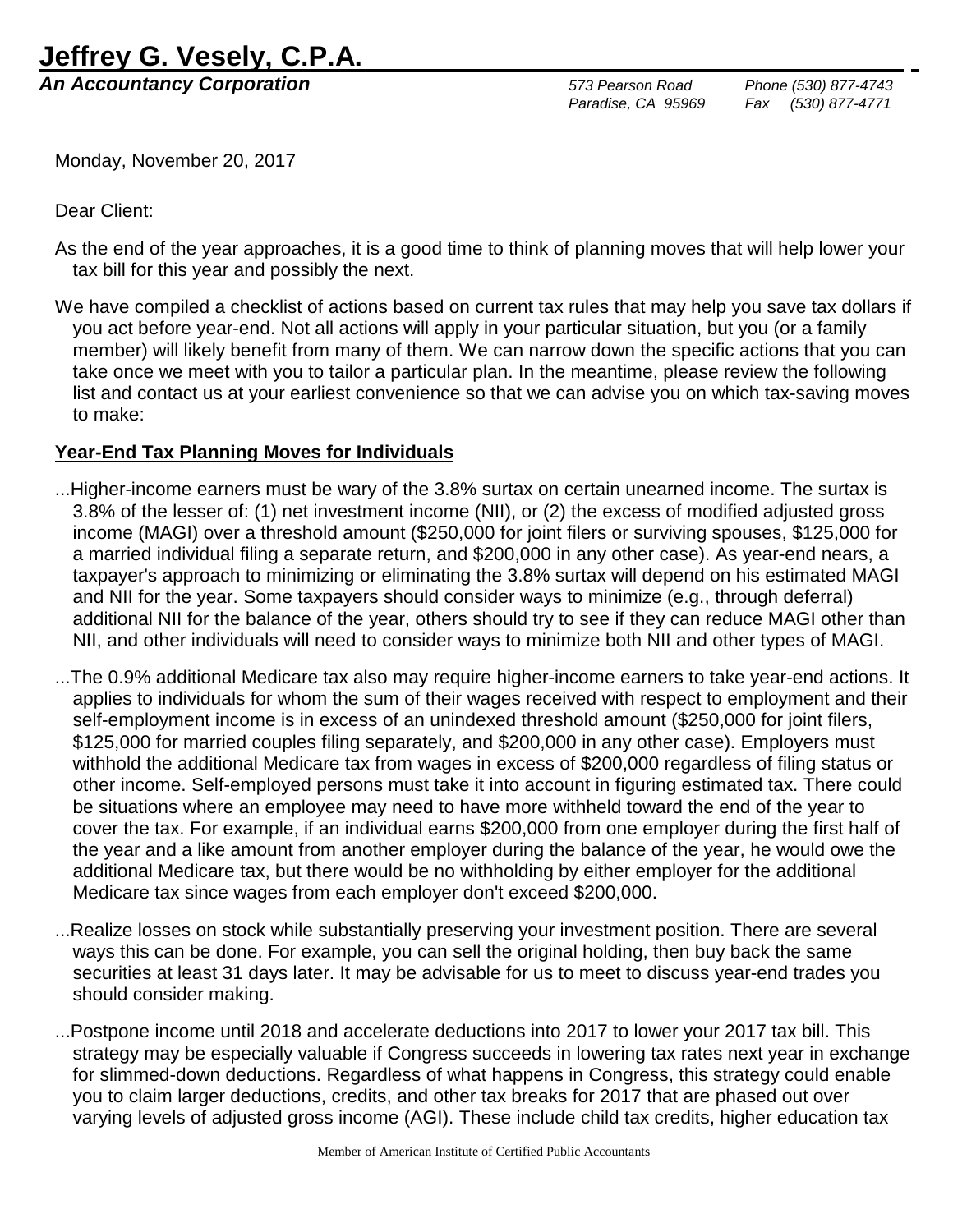# Jeffrey G. Vesely, C.P.A.

***An Accountancy Corporation***

*573 Pearson Road*
*Paradise, CA 95969*

*Phone (530) 877-4743*
*Fax (530) 877-4771*

Monday, November 20, 2017

Dear Client:

As the end of the year approaches, it is a good time to think of planning moves that will help lower your tax bill for this year and possibly the next.

We have compiled a checklist of actions based on current tax rules that may help you save tax dollars if you act before year-end. Not all actions will apply in your particular situation, but you (or a family member) will likely benefit from many of them. We can narrow down the specific actions that you can take once we meet with you to tailor a particular plan. In the meantime, please review the following list and contact us at your earliest convenience so that we can advise you on which tax-saving moves to make:

## Year-End Tax Planning Moves for Individuals

...Higher-income earners must be wary of the 3.8% surtax on certain unearned income. The surtax is 3.8% of the lesser of: (1) net investment income (NII), or (2) the excess of modified adjusted gross income (MAGI) over a threshold amount ($250,000 for joint filers or surviving spouses, $125,000 for a married individual filing a separate return, and $200,000 in any other case). As year-end nears, a taxpayer's approach to minimizing or eliminating the 3.8% surtax will depend on his estimated MAGI and NII for the year. Some taxpayers should consider ways to minimize (e.g., through deferral) additional NII for the balance of the year, others should try to see if they can reduce MAGI other than NII, and other individuals will need to consider ways to minimize both NII and other types of MAGI.

...The 0.9% additional Medicare tax also may require higher-income earners to take year-end actions. It applies to individuals for whom the sum of their wages received with respect to employment and their self-employment income is in excess of an unindexed threshold amount ($250,000 for joint filers, $125,000 for married couples filing separately, and $200,000 in any other case). Employers must withhold the additional Medicare tax from wages in excess of $200,000 regardless of filing status or other income. Self-employed persons must take it into account in figuring estimated tax. There could be situations where an employee may need to have more withheld toward the end of the year to cover the tax. For example, if an individual earns $200,000 from one employer during the first half of the year and a like amount from another employer during the balance of the year, he would owe the additional Medicare tax, but there would be no withholding by either employer for the additional Medicare tax since wages from each employer don't exceed $200,000.

...Realize losses on stock while substantially preserving your investment position. There are several ways this can be done. For example, you can sell the original holding, then buy back the same securities at least 31 days later. It may be advisable for us to meet to discuss year-end trades you should consider making.

...Postpone income until 2018 and accelerate deductions into 2017 to lower your 2017 tax bill. This strategy may be especially valuable if Congress succeeds in lowering tax rates next year in exchange for slimmed-down deductions. Regardless of what happens in Congress, this strategy could enable you to claim larger deductions, credits, and other tax breaks for 2017 that are phased out over varying levels of adjusted gross income (AGI). These include child tax credits, higher education tax

Member of American Institute of Certified Public Accountants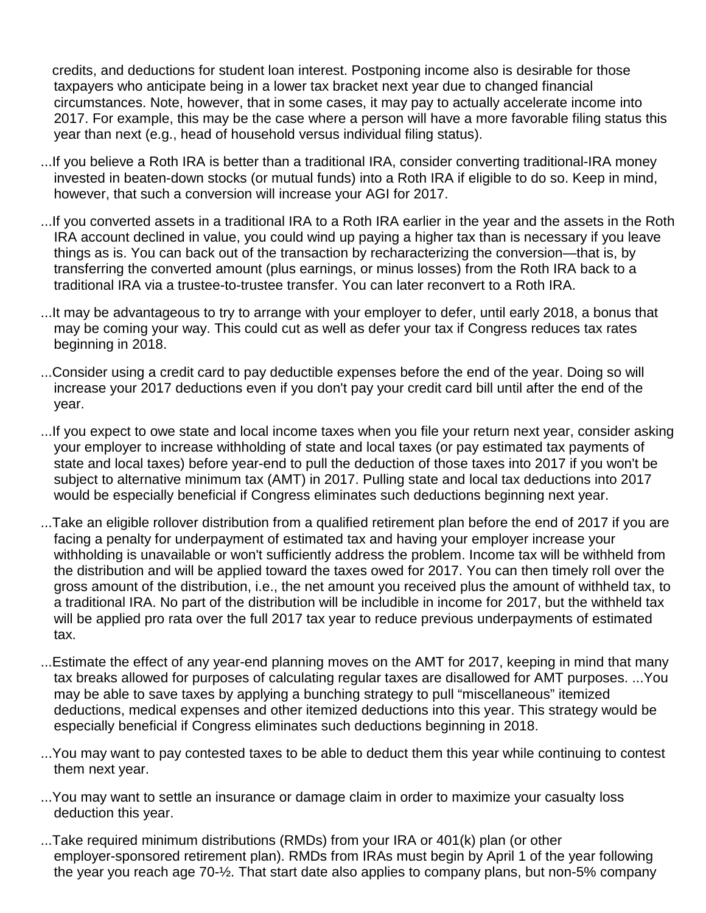credits, and deductions for student loan interest. Postponing income also is desirable for those taxpayers who anticipate being in a lower tax bracket next year due to changed financial circumstances. Note, however, that in some cases, it may pay to actually accelerate income into 2017. For example, this may be the case where a person will have a more favorable filing status this year than next (e.g., head of household versus individual filing status).

...If you believe a Roth IRA is better than a traditional IRA, consider converting traditional-IRA money invested in beaten-down stocks (or mutual funds) into a Roth IRA if eligible to do so. Keep in mind, however, that such a conversion will increase your AGI for 2017.

...If you converted assets in a traditional IRA to a Roth IRA earlier in the year and the assets in the Roth IRA account declined in value, you could wind up paying a higher tax than is necessary if you leave things as is. You can back out of the transaction by recharacterizing the conversion—that is, by transferring the converted amount (plus earnings, or minus losses) from the Roth IRA back to a traditional IRA via a trustee-to-trustee transfer. You can later reconvert to a Roth IRA.

...It may be advantageous to try to arrange with your employer to defer, until early 2018, a bonus that may be coming your way. This could cut as well as defer your tax if Congress reduces tax rates beginning in 2018.

...Consider using a credit card to pay deductible expenses before the end of the year. Doing so will increase your 2017 deductions even if you don't pay your credit card bill until after the end of the year.

...If you expect to owe state and local income taxes when you file your return next year, consider asking your employer to increase withholding of state and local taxes (or pay estimated tax payments of state and local taxes) before year-end to pull the deduction of those taxes into 2017 if you won't be subject to alternative minimum tax (AMT) in 2017. Pulling state and local tax deductions into 2017 would be especially beneficial if Congress eliminates such deductions beginning next year.

...Take an eligible rollover distribution from a qualified retirement plan before the end of 2017 if you are facing a penalty for underpayment of estimated tax and having your employer increase your withholding is unavailable or won't sufficiently address the problem. Income tax will be withheld from the distribution and will be applied toward the taxes owed for 2017. You can then timely roll over the gross amount of the distribution, i.e., the net amount you received plus the amount of withheld tax, to a traditional IRA. No part of the distribution will be includible in income for 2017, but the withheld tax will be applied pro rata over the full 2017 tax year to reduce previous underpayments of estimated tax.

...Estimate the effect of any year-end planning moves on the AMT for 2017, keeping in mind that many tax breaks allowed for purposes of calculating regular taxes are disallowed for AMT purposes. ...You may be able to save taxes by applying a bunching strategy to pull "miscellaneous" itemized deductions, medical expenses and other itemized deductions into this year. This strategy would be especially beneficial if Congress eliminates such deductions beginning in 2018.

...You may want to pay contested taxes to be able to deduct them this year while continuing to contest them next year.

...You may want to settle an insurance or damage claim in order to maximize your casualty loss deduction this year.

...Take required minimum distributions (RMDs) from your IRA or 401(k) plan (or other employer-sponsored retirement plan). RMDs from IRAs must begin by April 1 of the year following the year you reach age 70-½. That start date also applies to company plans, but non-5% company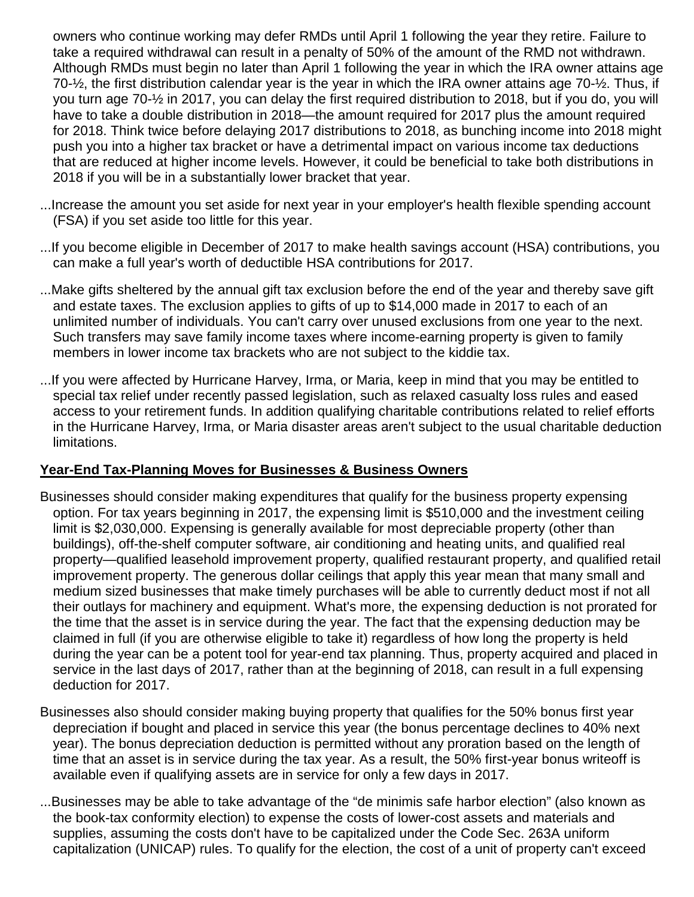owners who continue working may defer RMDs until April 1 following the year they retire. Failure to take a required withdrawal can result in a penalty of 50% of the amount of the RMD not withdrawn. Although RMDs must begin no later than April 1 following the year in which the IRA owner attains age 70-½, the first distribution calendar year is the year in which the IRA owner attains age 70-½. Thus, if you turn age 70-½ in 2017, you can delay the first required distribution to 2018, but if you do, you will have to take a double distribution in 2018—the amount required for 2017 plus the amount required for 2018. Think twice before delaying 2017 distributions to 2018, as bunching income into 2018 might push you into a higher tax bracket or have a detrimental impact on various income tax deductions that are reduced at higher income levels. However, it could be beneficial to take both distributions in 2018 if you will be in a substantially lower bracket that year.

...Increase the amount you set aside for next year in your employer's health flexible spending account (FSA) if you set aside too little for this year.

...If you become eligible in December of 2017 to make health savings account (HSA) contributions, you can make a full year's worth of deductible HSA contributions for 2017.

...Make gifts sheltered by the annual gift tax exclusion before the end of the year and thereby save gift and estate taxes. The exclusion applies to gifts of up to $14,000 made in 2017 to each of an unlimited number of individuals. You can't carry over unused exclusions from one year to the next. Such transfers may save family income taxes where income-earning property is given to family members in lower income tax brackets who are not subject to the kiddie tax.

...If you were affected by Hurricane Harvey, Irma, or Maria, keep in mind that you may be entitled to special tax relief under recently passed legislation, such as relaxed casualty loss rules and eased access to your retirement funds. In addition qualifying charitable contributions related to relief efforts in the Hurricane Harvey, Irma, or Maria disaster areas aren't subject to the usual charitable deduction limitations.

## Year-End Tax-Planning Moves for Businesses & Business Owners

Businesses should consider making expenditures that qualify for the business property expensing option. For tax years beginning in 2017, the expensing limit is $510,000 and the investment ceiling limit is $2,030,000. Expensing is generally available for most depreciable property (other than buildings), off-the-shelf computer software, air conditioning and heating units, and qualified real property—qualified leasehold improvement property, qualified restaurant property, and qualified retail improvement property. The generous dollar ceilings that apply this year mean that many small and medium sized businesses that make timely purchases will be able to currently deduct most if not all their outlays for machinery and equipment. What's more, the expensing deduction is not prorated for the time that the asset is in service during the year. The fact that the expensing deduction may be claimed in full (if you are otherwise eligible to take it) regardless of how long the property is held during the year can be a potent tool for year-end tax planning. Thus, property acquired and placed in service in the last days of 2017, rather than at the beginning of 2018, can result in a full expensing deduction for 2017.

Businesses also should consider making buying property that qualifies for the 50% bonus first year depreciation if bought and placed in service this year (the bonus percentage declines to 40% next year). The bonus depreciation deduction is permitted without any proration based on the length of time that an asset is in service during the tax year. As a result, the 50% first-year bonus writeoff is available even if qualifying assets are in service for only a few days in 2017.

...Businesses may be able to take advantage of the "de minimis safe harbor election" (also known as the book-tax conformity election) to expense the costs of lower-cost assets and materials and supplies, assuming the costs don't have to be capitalized under the Code Sec. 263A uniform capitalization (UNICAP) rules. To qualify for the election, the cost of a unit of property can't exceed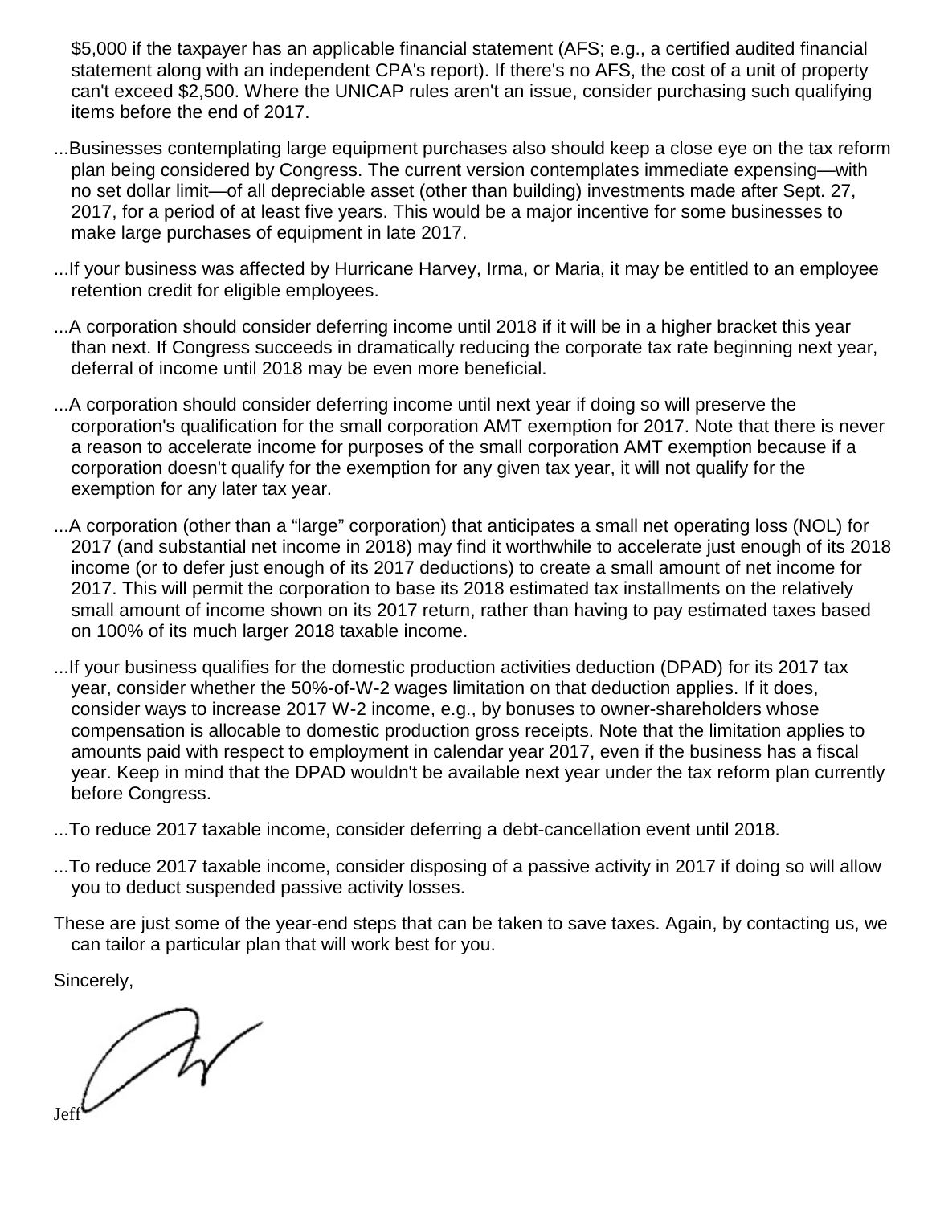$5,000 if the taxpayer has an applicable financial statement (AFS; e.g., a certified audited financial statement along with an independent CPA's report). If there's no AFS, the cost of a unit of property can't exceed $2,500. Where the UNICAP rules aren't an issue, consider purchasing such qualifying items before the end of 2017.

...Businesses contemplating large equipment purchases also should keep a close eye on the tax reform plan being considered by Congress. The current version contemplates immediate expensing—with no set dollar limit—of all depreciable asset (other than building) investments made after Sept. 27, 2017, for a period of at least five years. This would be a major incentive for some businesses to make large purchases of equipment in late 2017.

...If your business was affected by Hurricane Harvey, Irma, or Maria, it may be entitled to an employee retention credit for eligible employees.

...A corporation should consider deferring income until 2018 if it will be in a higher bracket this year than next. If Congress succeeds in dramatically reducing the corporate tax rate beginning next year, deferral of income until 2018 may be even more beneficial.

...A corporation should consider deferring income until next year if doing so will preserve the corporation's qualification for the small corporation AMT exemption for 2017. Note that there is never a reason to accelerate income for purposes of the small corporation AMT exemption because if a corporation doesn't qualify for the exemption for any given tax year, it will not qualify for the exemption for any later tax year.

...A corporation (other than a "large" corporation) that anticipates a small net operating loss (NOL) for 2017 (and substantial net income in 2018) may find it worthwhile to accelerate just enough of its 2018 income (or to defer just enough of its 2017 deductions) to create a small amount of net income for 2017. This will permit the corporation to base its 2018 estimated tax installments on the relatively small amount of income shown on its 2017 return, rather than having to pay estimated taxes based on 100% of its much larger 2018 taxable income.

...If your business qualifies for the domestic production activities deduction (DPAD) for its 2017 tax year, consider whether the 50%-of-W-2 wages limitation on that deduction applies. If it does, consider ways to increase 2017 W-2 income, e.g., by bonuses to owner-shareholders whose compensation is allocable to domestic production gross receipts. Note that the limitation applies to amounts paid with respect to employment in calendar year 2017, even if the business has a fiscal year. Keep in mind that the DPAD wouldn't be available next year under the tax reform plan currently before Congress.

...To reduce 2017 taxable income, consider deferring a debt-cancellation event until 2018.

...To reduce 2017 taxable income, consider disposing of a passive activity in 2017 if doing so will allow you to deduct suspended passive activity losses.

These are just some of the year-end steps that can be taken to save taxes. Again, by contacting us, we can tailor a particular plan that will work best for you.

Sincerely,

Jeff